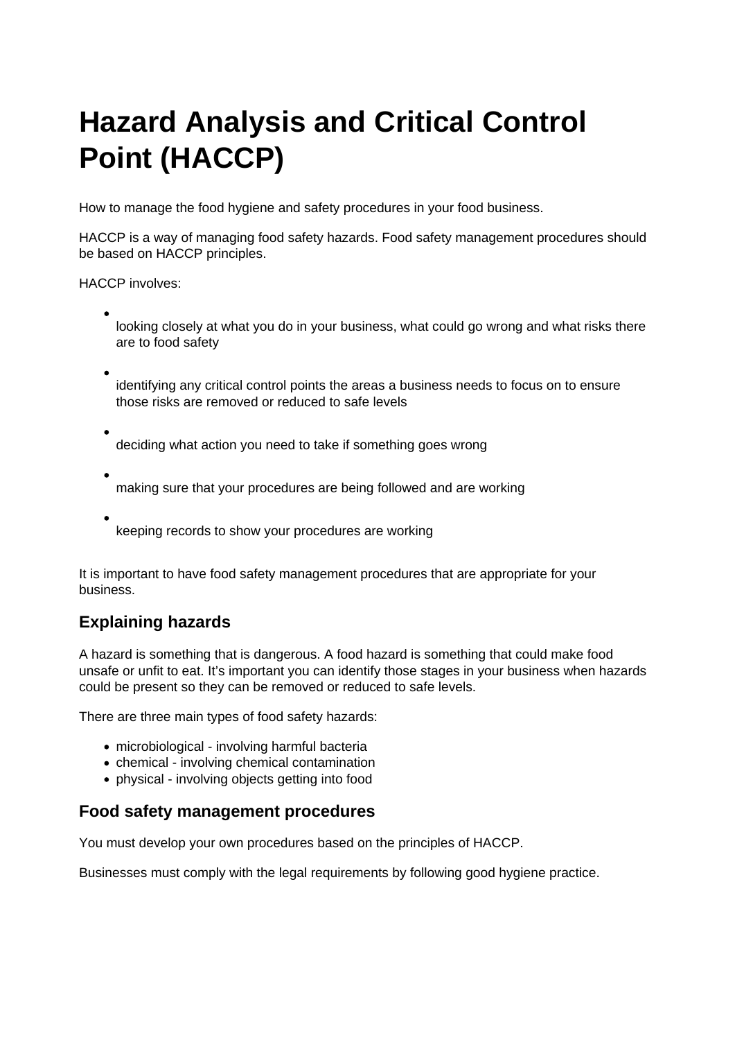# Hazard Analysis and Critical Control Point (HACCP)

How to manage the food hygiene and safety procedures in your food business.

HACCP is a way of managing food safety hazards. Food safety management procedures should be based on HACCP principles.

HACCP involves:

- looking closely at what you do in your business, what could go wrong and what risks there are to food safety
- identifying any critical control points the areas a business needs to focus on to ensure those risks are removed or reduced to safe levels
- deciding what action you need to take if something goes wrong
- making sure that your procedures are being followed and are working
- keeping records to show your procedures are working

It is important to have food safety management procedures that are appropriate for your business.

## Explaining hazards

A hazard is something that is dangerous. A food hazard is something that could make food unsafe or unfit to eat. It's important you can identify those stages in your business when hazards could be present so they can be removed or reduced to safe levels.

There are three main types of food safety hazards:

- microbiological - involving harmful bacteria
- chemical - involving chemical contamination
- physical - involving objects getting into food

## Food safety management procedures

You must develop your own procedures based on the principles of HACCP.

Businesses must comply with the legal requirements by following good hygiene practice.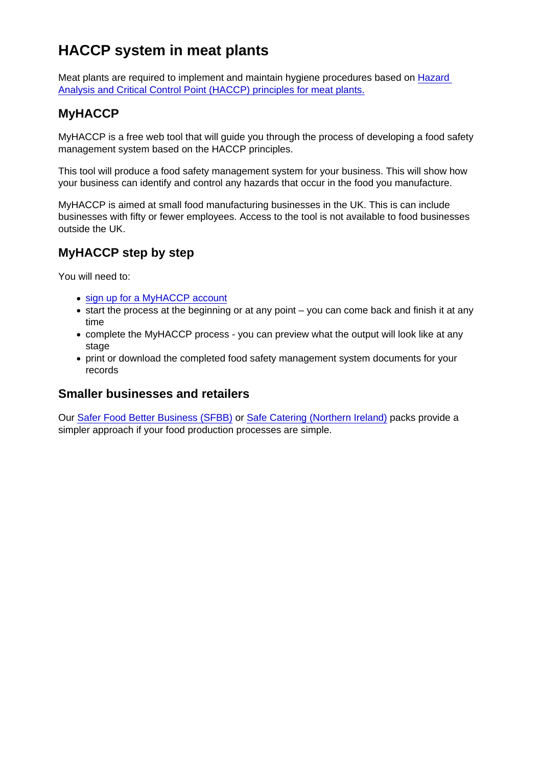# HACCP system in meat plants

Meat plants are required to implement and maintain hygiene procedures based on [Hazard Analysis and Critical Control Point (HACCP) principles for meat plants.]()

## MyHACCP

MyHACCP is a free web tool that will guide you through the process of developing a food safety management system based on the HACCP principles.

This tool will produce a food safety management system for your business. This will show how your business can identify and control any hazards that occur in the food you manufacture.

MyHACCP is aimed at small food manufacturing businesses in the UK. This is can include businesses with fifty or fewer employees. Access to the tool is not available to food businesses outside the UK.

## MyHACCP step by step

You will need to:

- sign up for a MyHACCP account
- start the process at the beginning or at any point – you can come back and finish it at any time
- complete the MyHACCP process - you can preview what the output will look like at any stage
- print or download the completed food safety management system documents for your records

## Smaller businesses and retailers

Our Safer Food Better Business (SFBB) or Safe Catering (Northern Ireland) packs provide a simpler approach if your food production processes are simple.